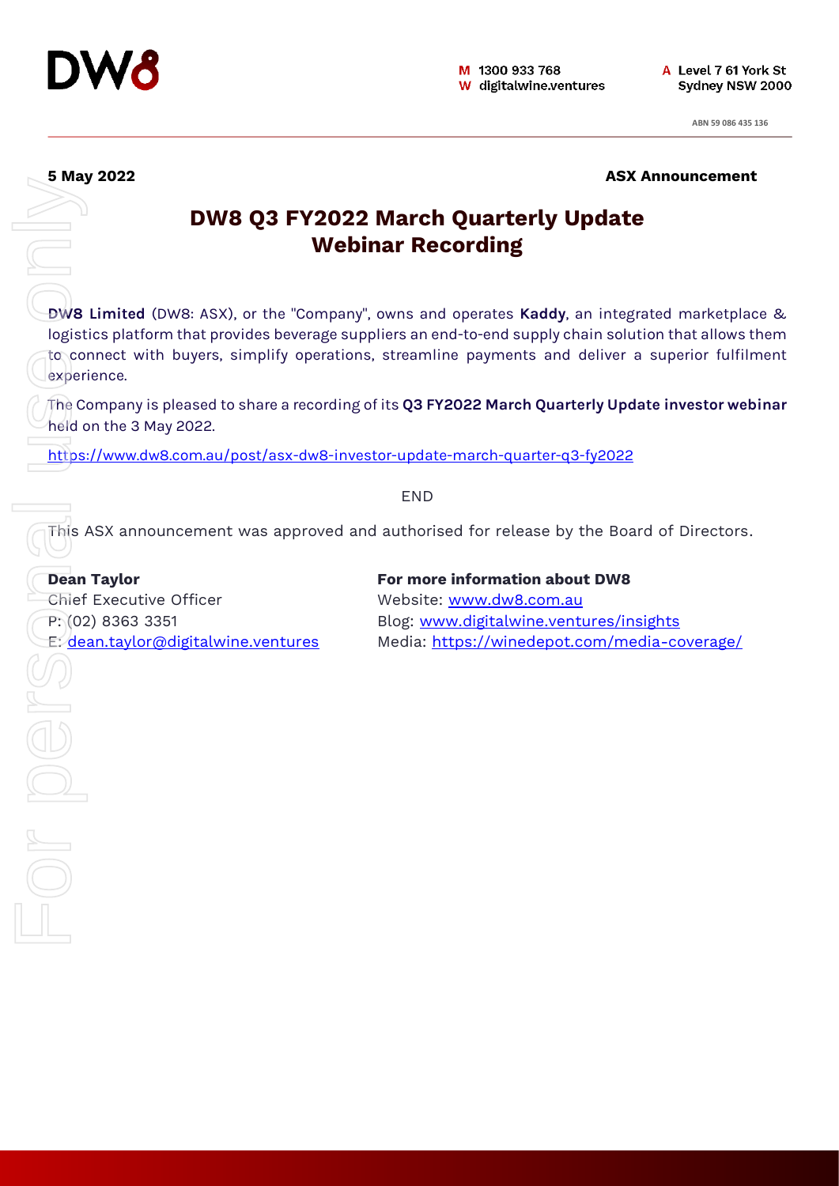**DW8**

M 1300 933 768
W digitalwine.ventures

A Level 7 61 York St
Sydney NSW 2000

ABN 59 086 435 136

**5 May 2022** **ASX Announcement**

# DW8 Q3 FY2022 March Quarterly Update Webinar Recording

**DW8 Limited** (DW8: ASX), or the "Company", owns and operates **Kaddy**, an integrated marketplace & logistics platform that provides beverage suppliers an end-to-end supply chain solution that allows them to connect with buyers, simplify operations, streamline payments and deliver a superior fulfilment experience.

The Company is pleased to share a recording of its **Q3 FY2022 March Quarterly Update investor webinar** held on the 3 May 2022.

https://www.dw8.com.au/post/asx-dw8-investor-update-march-quarter-q3-fy2022

END

This ASX announcement was approved and authorised for release by the Board of Directors.

**Dean Taylor**
Chief Executive Officer
P: (02) 8363 3351
E: dean.taylor@digitalwine.ventures

**For more information about DW8**
Website: www.dw8.com.au
Blog: www.digitalwine.ventures/insights
Media: https://winedepot.com/media-coverage/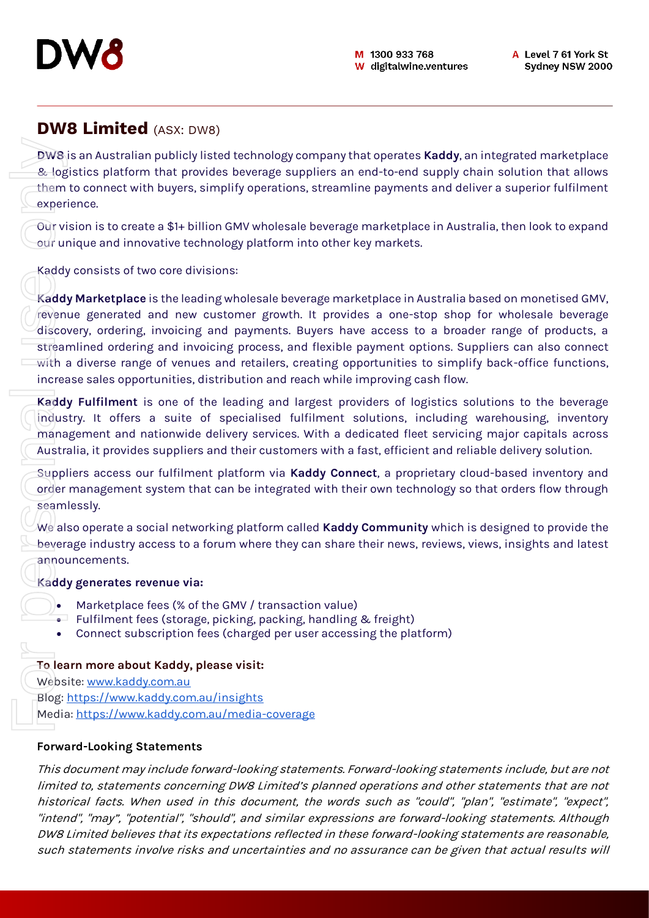# DW8 Limited (ASX: DW8)

**DW8** is an Australian publicly listed technology company that operates **Kaddy**, an integrated marketplace & logistics platform that provides beverage suppliers an end-to-end supply chain solution that allows them to connect with buyers, simplify operations, streamline payments and deliver a superior fulfilment experience.

Our vision is to create a $1+ billion GMV wholesale beverage marketplace in Australia, then look to expand our unique and innovative technology platform into other key markets.

Kaddy consists of two core divisions:

**Kaddy Marketplace** is the leading wholesale beverage marketplace in Australia based on monetised GMV, revenue generated and new customer growth. It provides a one-stop shop for wholesale beverage discovery, ordering, invoicing and payments. Buyers have access to a broader range of products, a streamlined ordering and invoicing process, and flexible payment options. Suppliers can also connect with a diverse range of venues and retailers, creating opportunities to simplify back-office functions, increase sales opportunities, distribution and reach while improving cash flow.

**Kaddy Fulfilment** is one of the leading and largest providers of logistics solutions to the beverage industry. It offers a suite of specialised fulfilment solutions, including warehousing, inventory management and nationwide delivery services. With a dedicated fleet servicing major capitals across Australia, it provides suppliers and their customers with a fast, efficient and reliable delivery solution.

Suppliers access our fulfilment platform via **Kaddy Connect**, a proprietary cloud-based inventory and order management system that can be integrated with their own technology so that orders flow through seamlessly.

We also operate a social networking platform called **Kaddy Community** which is designed to provide the beverage industry access to a forum where they can share their news, reviews, views, insights and latest announcements.

**Kaddy generates revenue via:**

- Marketplace fees (% of the GMV / transaction value)
- Fulfilment fees (storage, picking, packing, handling & freight)
- Connect subscription fees (charged per user accessing the platform)

**To learn more about Kaddy, please visit:**

Website: www.kaddy.com.au
Blog: https://www.kaddy.com.au/insights
Media: https://www.kaddy.com.au/media-coverage

**Forward-Looking Statements**

*This document may include forward-looking statements. Forward-looking statements include, but are not limited to, statements concerning DW8 Limited's planned operations and other statements that are not historical facts. When used in this document, the words such as "could", "plan", "estimate", "expect", "intend", "may", "potential", "should", and similar expressions are forward-looking statements. Although DW8 Limited believes that its expectations reflected in these forward-looking statements are reasonable, such statements involve risks and uncertainties and no assurance can be given that actual results will*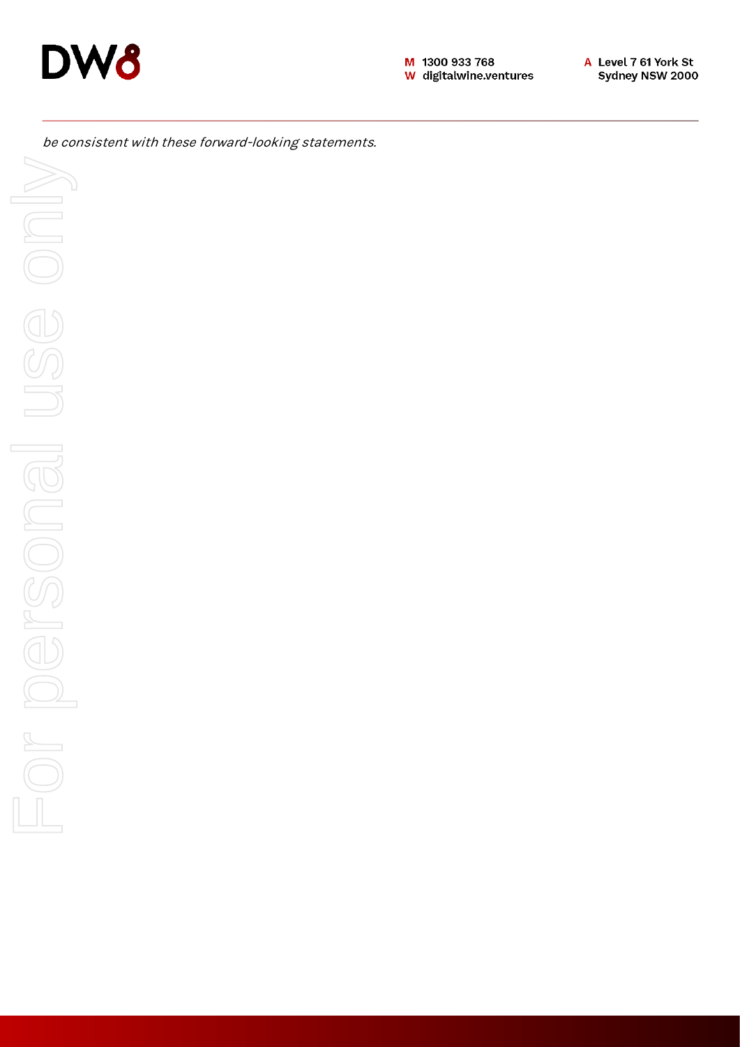*be consistent with these forward-looking statements.*